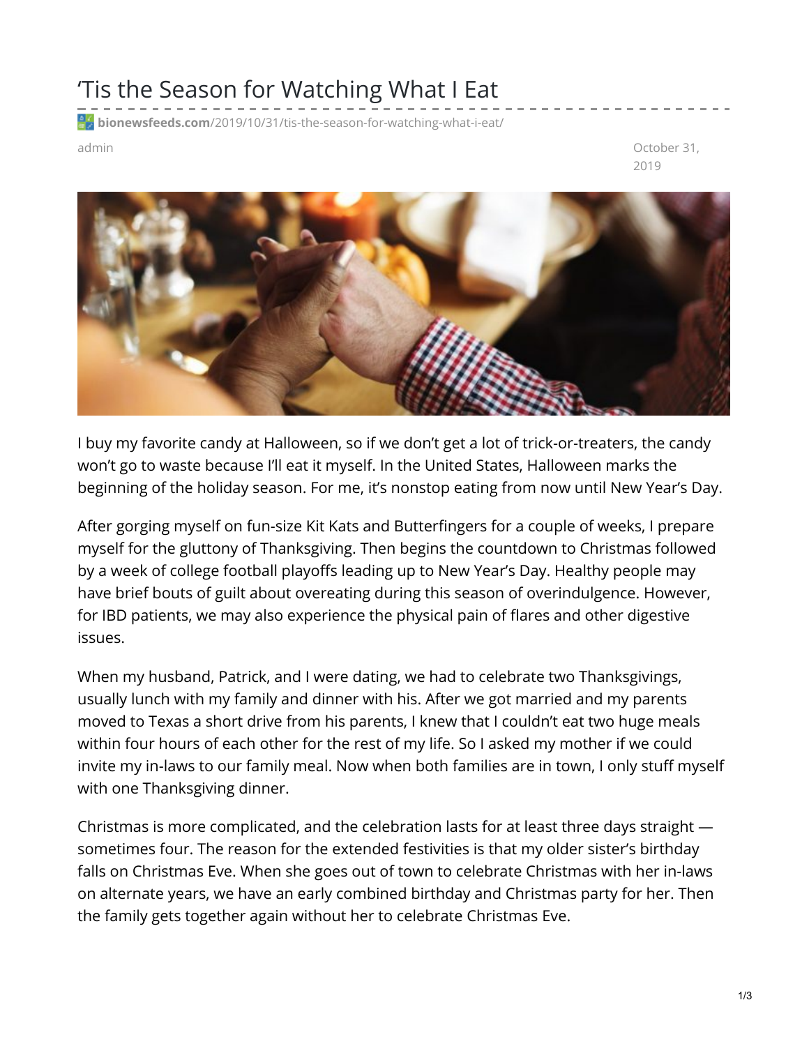# 'Tis the Season for Watching What I Eat

bionewsfeeds.com/2019/10/31/tis-the-season-for-watching-what-i-eat/

admin

October 31, 2019

I buy my favorite candy at Halloween, so if we don't get a lot of trick-or-treaters, the candy won't go to waste because I'll eat it myself. In the United States, Halloween marks the beginning of the holiday season. For me, it's nonstop eating from now until New Year's Day.

After gorging myself on fun-size Kit Kats and Butterfingers for a couple of weeks, I prepare myself for the gluttony of Thanksgiving. Then begins the countdown to Christmas followed by a week of college football playoffs leading up to New Year's Day. Healthy people may have brief bouts of guilt about overeating during this season of overindulgence. However, for IBD patients, we may also experience the physical pain of flares and other digestive issues.

When my husband, Patrick, and I were dating, we had to celebrate two Thanksgivings, usually lunch with my family and dinner with his. After we got married and my parents moved to Texas a short drive from his parents, I knew that I couldn't eat two huge meals within four hours of each other for the rest of my life. So I asked my mother if we could invite my in-laws to our family meal. Now when both families are in town, I only stuff myself with one Thanksgiving dinner.

Christmas is more complicated, and the celebration lasts for at least three days straight — sometimes four. The reason for the extended festivities is that my older sister's birthday falls on Christmas Eve. When she goes out of town to celebrate Christmas with her in-laws on alternate years, we have an early combined birthday and Christmas party for her. Then the family gets together again without her to celebrate Christmas Eve.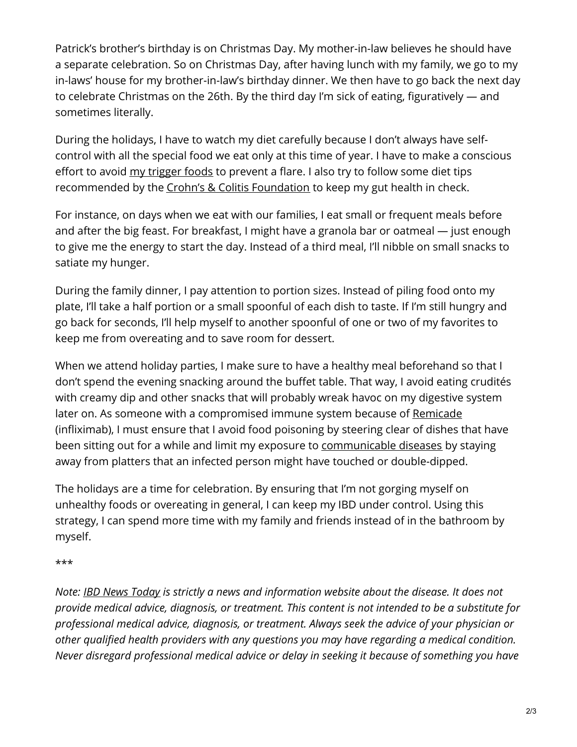Patrick's brother's birthday is on Christmas Day. My mother-in-law believes he should have a separate celebration. So on Christmas Day, after having lunch with my family, we go to my in-laws' house for my brother-in-law's birthday dinner. We then have to go back the next day to celebrate Christmas on the 26th. By the third day I'm sick of eating, figuratively — and sometimes literally.

During the holidays, I have to watch my diet carefully because I don't always have self-control with all the special food we eat only at this time of year. I have to make a conscious effort to avoid my trigger foods to prevent a flare. I also try to follow some diet tips recommended by the Crohn's & Colitis Foundation to keep my gut health in check.

For instance, on days when we eat with our families, I eat small or frequent meals before and after the big feast. For breakfast, I might have a granola bar or oatmeal — just enough to give me the energy to start the day. Instead of a third meal, I'll nibble on small snacks to satiate my hunger.

During the family dinner, I pay attention to portion sizes. Instead of piling food onto my plate, I'll take a half portion or a small spoonful of each dish to taste. If I'm still hungry and go back for seconds, I'll help myself to another spoonful of one or two of my favorites to keep me from overeating and to save room for dessert.

When we attend holiday parties, I make sure to have a healthy meal beforehand so that I don't spend the evening snacking around the buffet table. That way, I avoid eating crudités with creamy dip and other snacks that will probably wreak havoc on my digestive system later on. As someone with a compromised immune system because of Remicade (infliximab), I must ensure that I avoid food poisoning by steering clear of dishes that have been sitting out for a while and limit my exposure to communicable diseases by staying away from platters that an infected person might have touched or double-dipped.

The holidays are a time for celebration. By ensuring that I'm not gorging myself on unhealthy foods or overeating in general, I can keep my IBD under control. Using this strategy, I can spend more time with my family and friends instead of in the bathroom by myself.

***

*Note: IBD News Today is strictly a news and information website about the disease. It does not provide medical advice, diagnosis, or treatment. This content is not intended to be a substitute for professional medical advice, diagnosis, or treatment. Always seek the advice of your physician or other qualified health providers with any questions you may have regarding a medical condition. Never disregard professional medical advice or delay in seeking it because of something you have*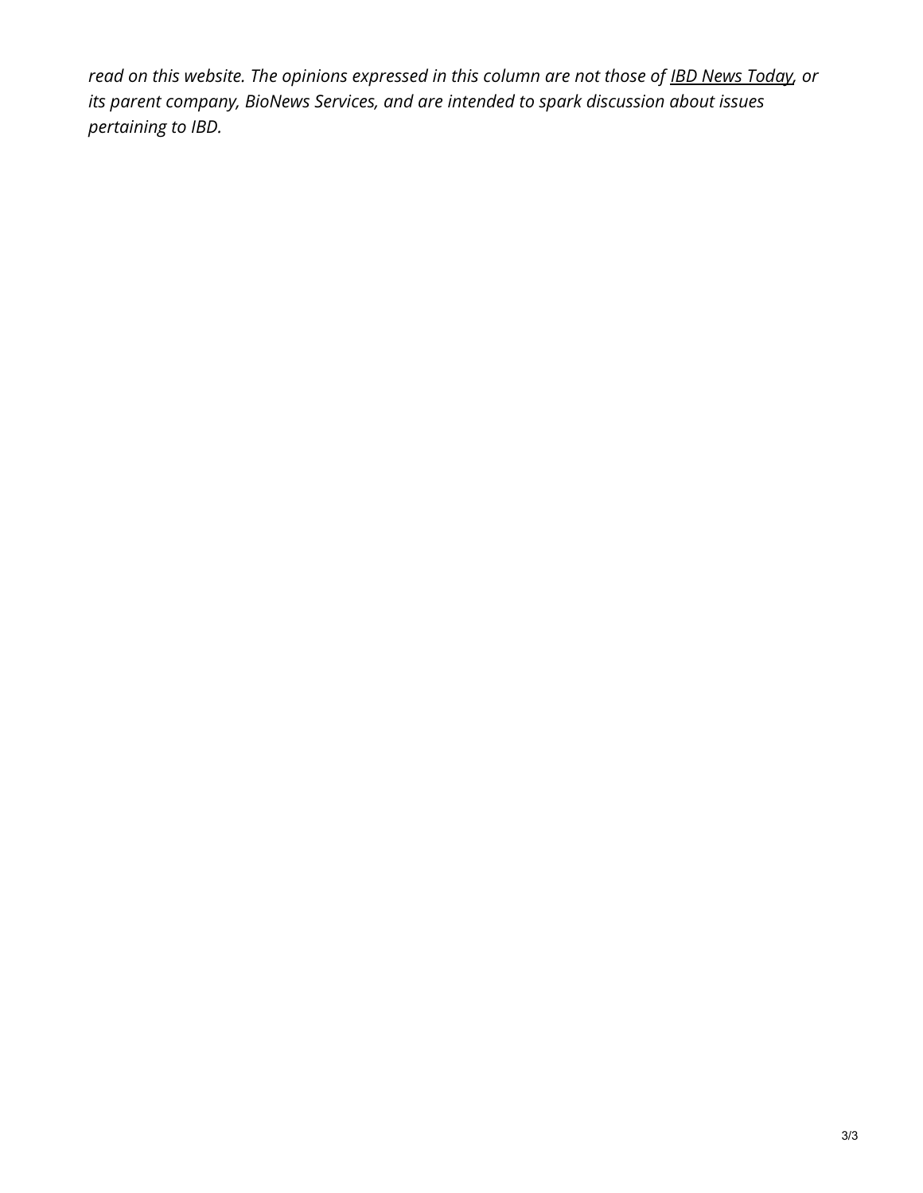*read on this website. The opinions expressed in this column are not those of IBD News Today, or its parent company, BioNews Services, and are intended to spark discussion about issues pertaining to IBD.*